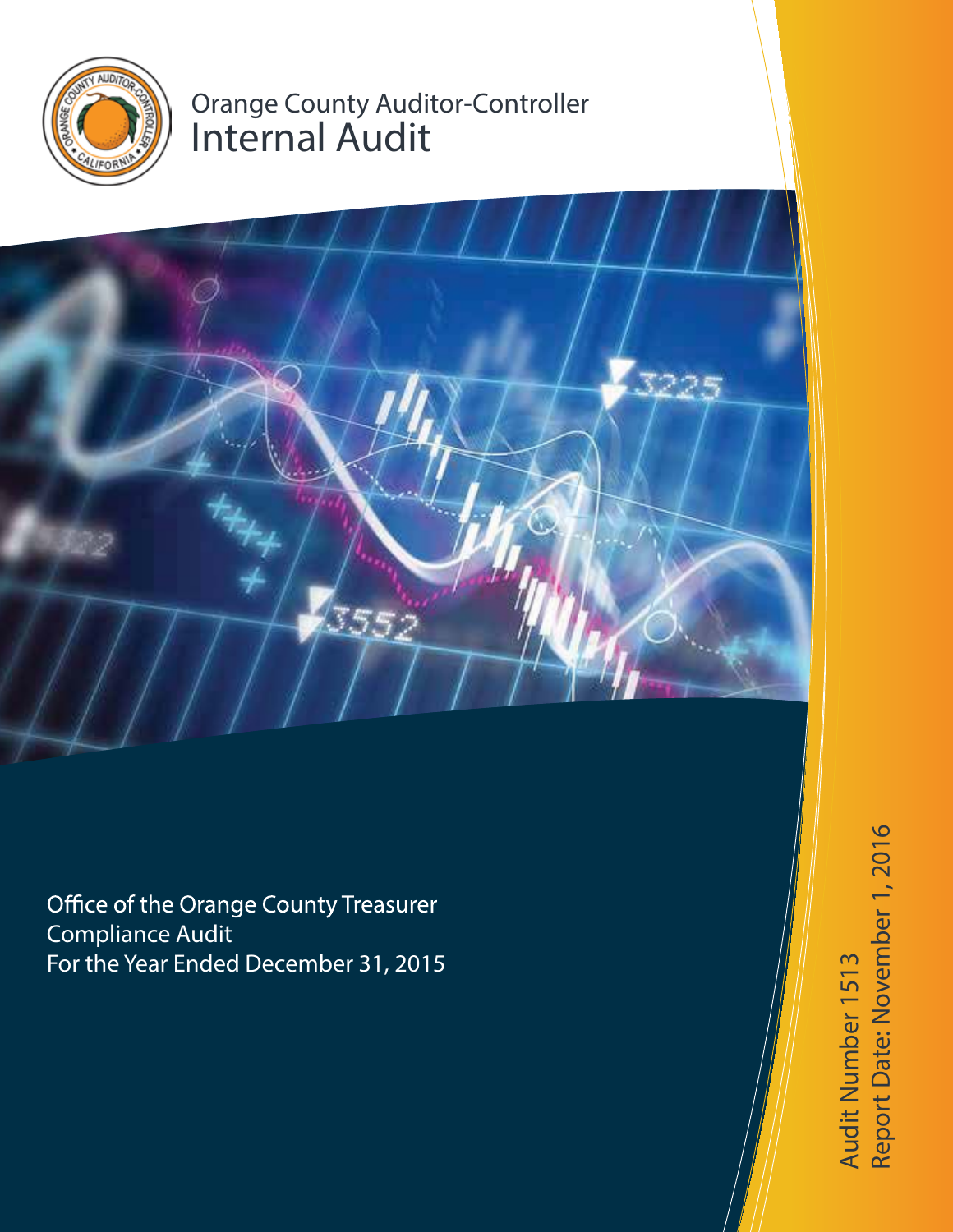# Orange County Auditor-Controller

# Internal Audit

Office of the Orange County Treasurer
Compliance Audit
For the Year Ended December 31, 2015

Audit Number 1513
Report Date: November 1, 2016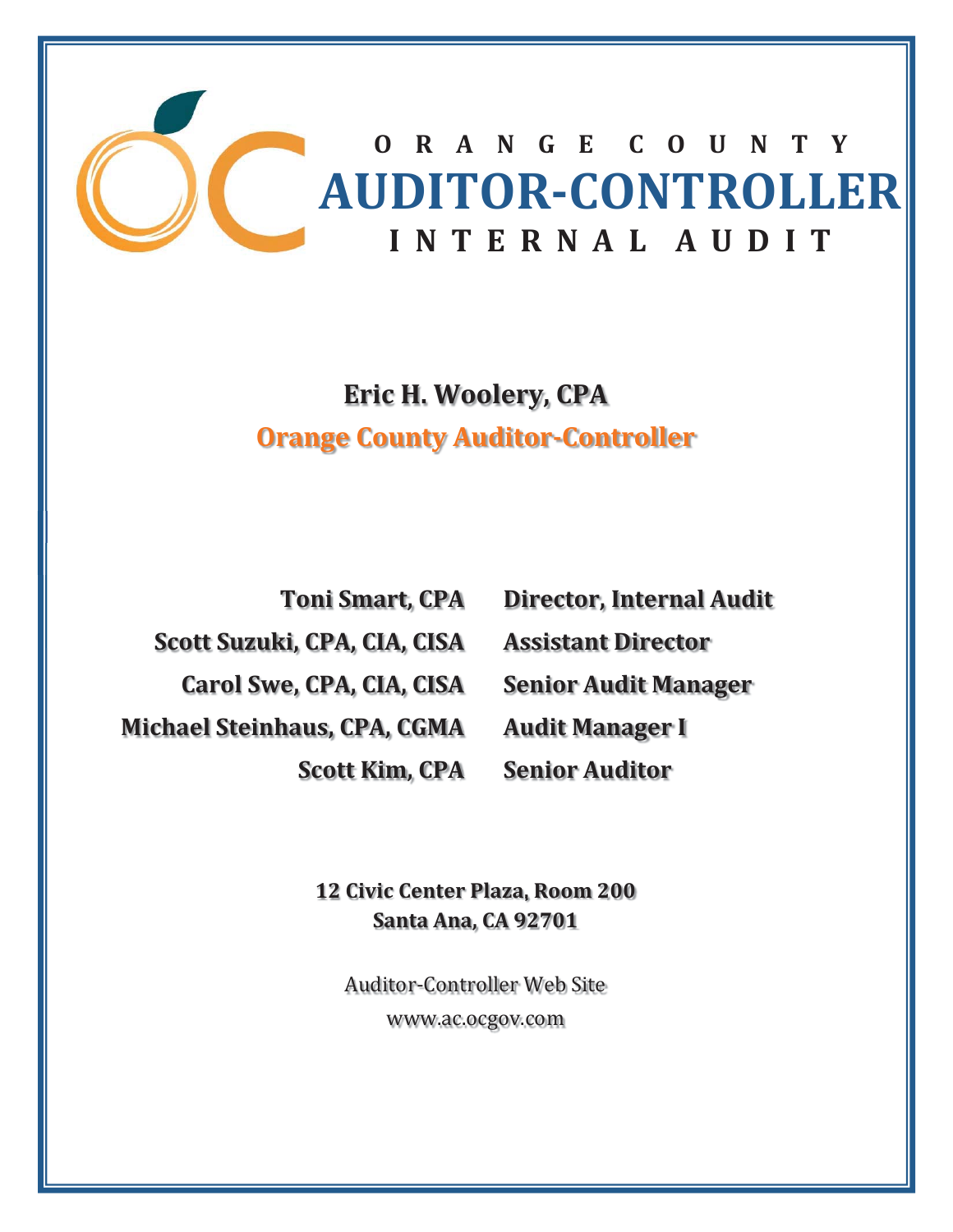# ORANGE COUNTY
# AUDITOR-CONTROLLER
## INTERNAL AUDIT

**Eric H. Woolery, CPA**

**Orange County Auditor-Controller**

| | |
|---|---|
| **Toni Smart, CPA** | **Director, Internal Audit** |
| **Scott Suzuki, CPA, CIA, CISA** | **Assistant Director** |
| **Carol Swe, CPA, CIA, CISA** | **Senior Audit Manager** |
| **Michael Steinhaus, CPA, CGMA** | **Audit Manager I** |
| **Scott Kim, CPA** | **Senior Auditor** |

**12 Civic Center Plaza, Room 200**
**Santa Ana, CA 92701**

Auditor-Controller Web Site
www.ac.ocgov.com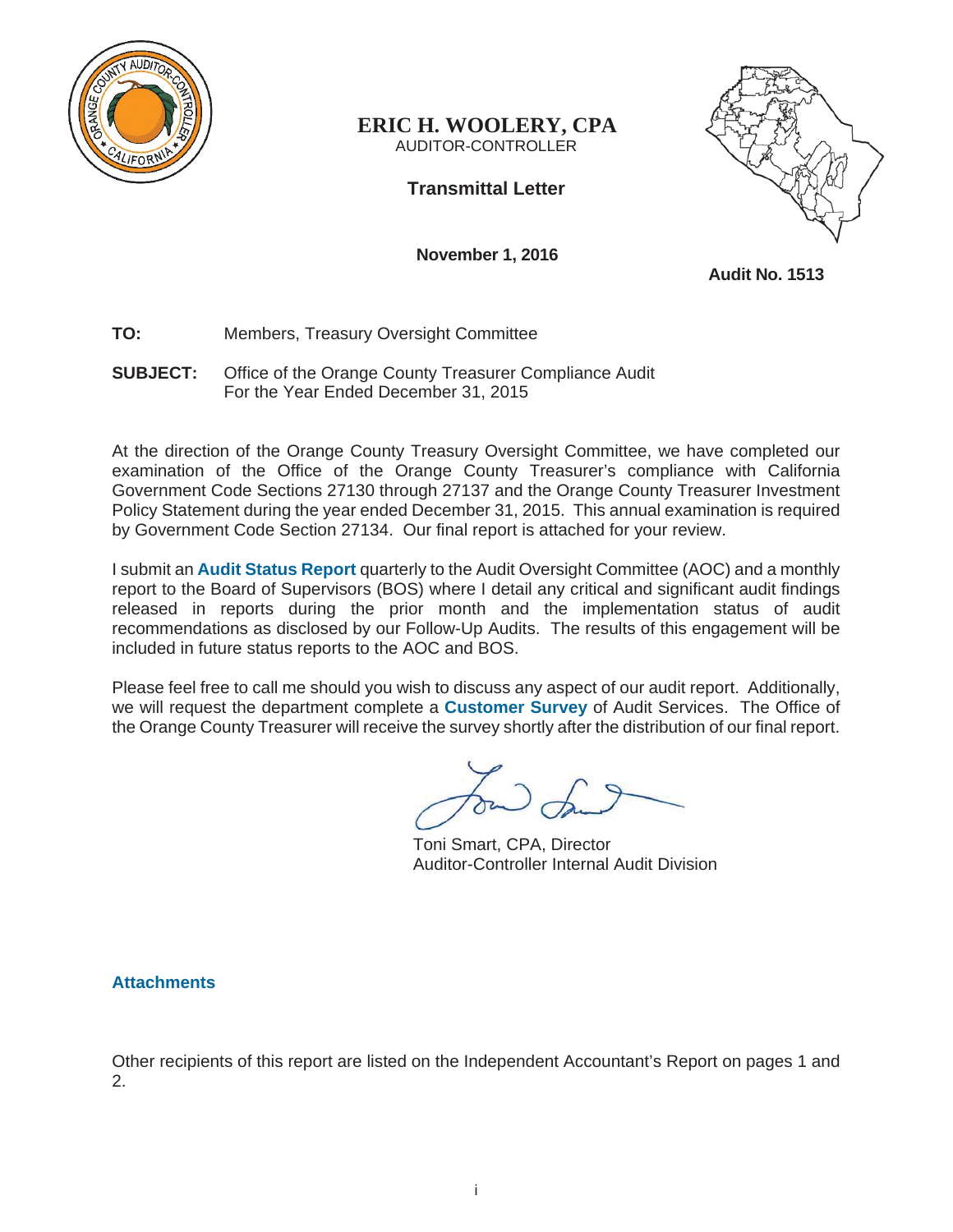**ERIC H. WOOLERY, CPA**
AUDITOR-CONTROLLER

**Transmittal Letter**

**November 1, 2016**

**Audit No. 1513**

**TO:** Members, Treasury Oversight Committee

**SUBJECT:** Office of the Orange County Treasurer Compliance Audit For the Year Ended December 31, 2015

At the direction of the Orange County Treasury Oversight Committee, we have completed our examination of the Office of the Orange County Treasurer's compliance with California Government Code Sections 27130 through 27137 and the Orange County Treasurer Investment Policy Statement during the year ended December 31, 2015. This annual examination is required by Government Code Section 27134. Our final report is attached for your review.

I submit an **Audit Status Report** quarterly to the Audit Oversight Committee (AOC) and a monthly report to the Board of Supervisors (BOS) where I detail any critical and significant audit findings released in reports during the prior month and the implementation status of audit recommendations as disclosed by our Follow-Up Audits. The results of this engagement will be included in future status reports to the AOC and BOS.

Please feel free to call me should you wish to discuss any aspect of our audit report. Additionally, we will request the department complete a **Customer Survey** of Audit Services. The Office of the Orange County Treasurer will receive the survey shortly after the distribution of our final report.

Toni Smart, CPA, Director
Auditor-Controller Internal Audit Division

**Attachments**

Other recipients of this report are listed on the Independent Accountant's Report on pages 1 and 2.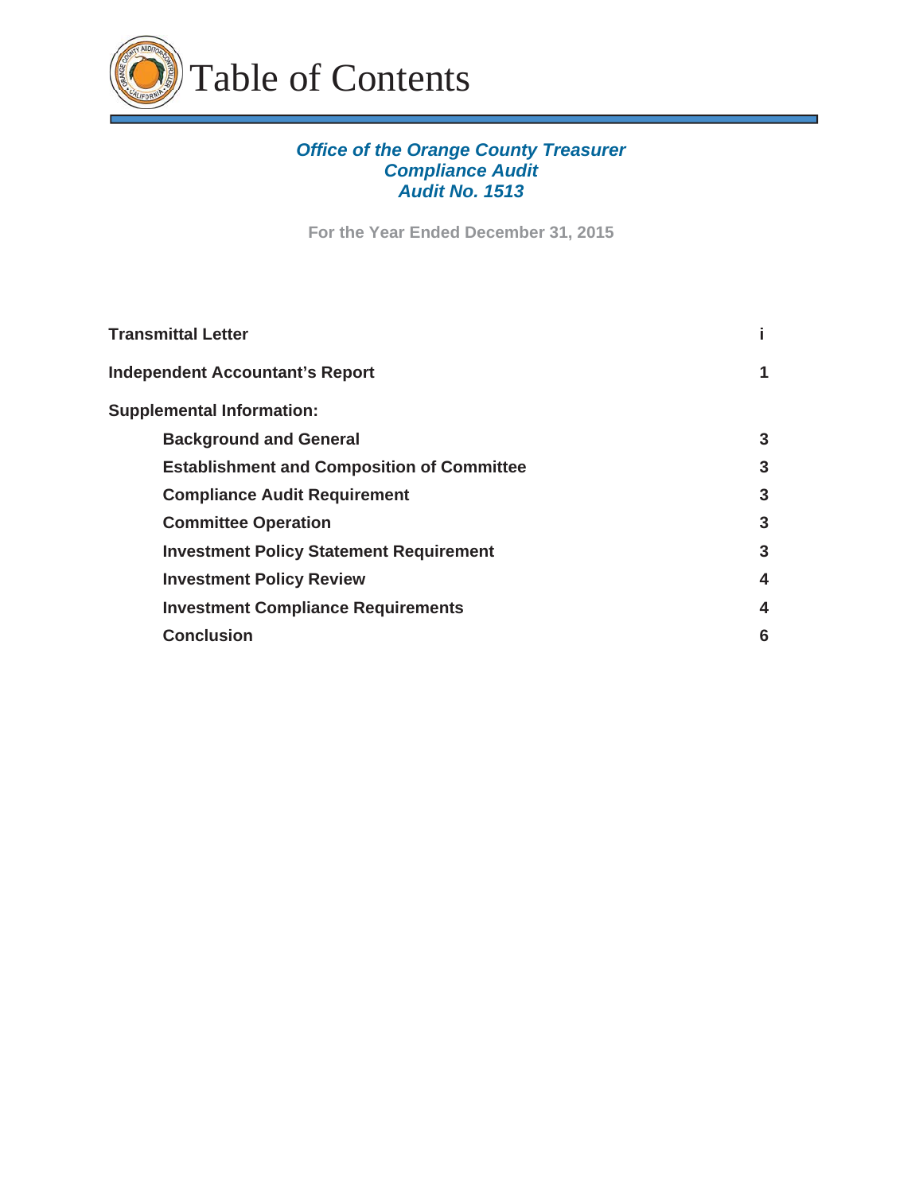# Table of Contents

***Office of the Orange County Treasurer***
***Compliance Audit***
***Audit No. 1513***

**For the Year Ended December 31, 2015**

| | |
|---|---|
| **Transmittal Letter** | **i** |
| **Independent Accountant's Report** | **1** |
| **Supplemental Information:** | |
| **Background and General** | **3** |
| **Establishment and Composition of Committee** | **3** |
| **Compliance Audit Requirement** | **3** |
| **Committee Operation** | **3** |
| **Investment Policy Statement Requirement** | **3** |
| **Investment Policy Review** | **4** |
| **Investment Compliance Requirements** | **4** |
| **Conclusion** | **6** |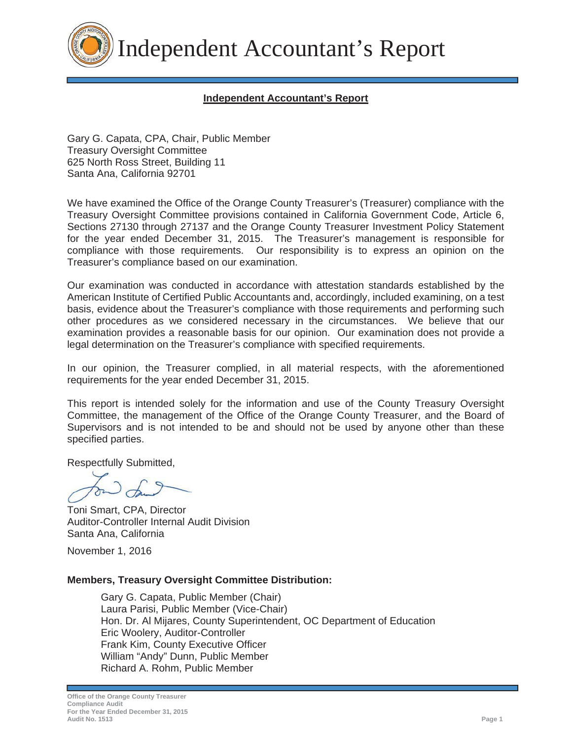# Independent Accountant's Report

**Independent Accountant's Report**

Gary G. Capata, CPA, Chair, Public Member
Treasury Oversight Committee
625 North Ross Street, Building 11
Santa Ana, California 92701

We have examined the Office of the Orange County Treasurer's (Treasurer) compliance with the Treasury Oversight Committee provisions contained in California Government Code, Article 6, Sections 27130 through 27137 and the Orange County Treasurer Investment Policy Statement for the year ended December 31, 2015. The Treasurer's management is responsible for compliance with those requirements. Our responsibility is to express an opinion on the Treasurer's compliance based on our examination.

Our examination was conducted in accordance with attestation standards established by the American Institute of Certified Public Accountants and, accordingly, included examining, on a test basis, evidence about the Treasurer's compliance with those requirements and performing such other procedures as we considered necessary in the circumstances. We believe that our examination provides a reasonable basis for our opinion. Our examination does not provide a legal determination on the Treasurer's compliance with specified requirements.

In our opinion, the Treasurer complied, in all material respects, with the aforementioned requirements for the year ended December 31, 2015.

This report is intended solely for the information and use of the County Treasury Oversight Committee, the management of the Office of the Orange County Treasurer, and the Board of Supervisors and is not intended to be and should not be used by anyone other than these specified parties.

Respectfully Submitted,

Toni Smart, CPA, Director
Auditor-Controller Internal Audit Division
Santa Ana, California

November 1, 2016

**Members, Treasury Oversight Committee Distribution:**

Gary G. Capata, Public Member (Chair)
Laura Parisi, Public Member (Vice-Chair)
Hon. Dr. Al Mijares, County Superintendent, OC Department of Education
Eric Woolery, Auditor-Controller
Frank Kim, County Executive Officer
William "Andy" Dunn, Public Member
Richard A. Rohm, Public Member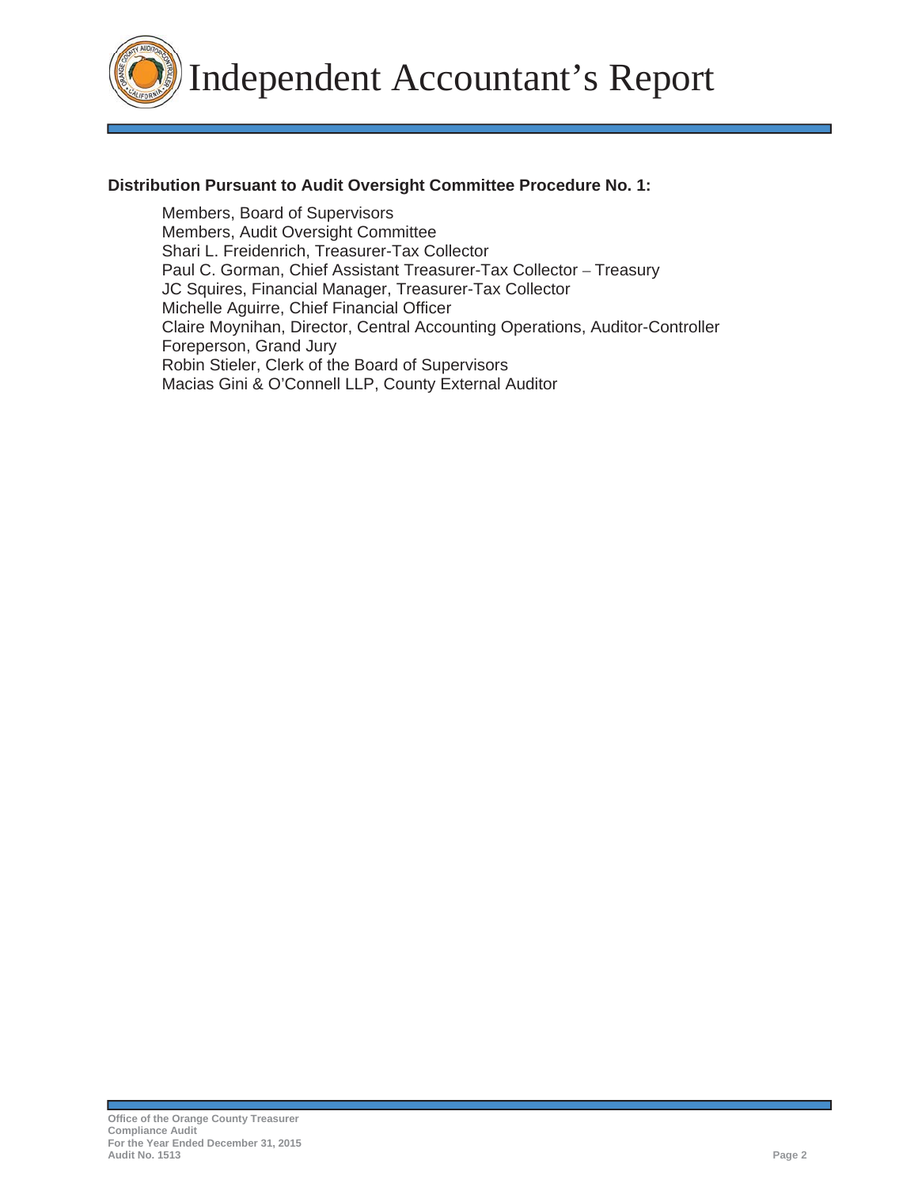# Independent Accountant's Report

**Distribution Pursuant to Audit Oversight Committee Procedure No. 1:**

- Members, Board of Supervisors
- Members, Audit Oversight Committee
- Shari L. Freidenrich, Treasurer-Tax Collector
- Paul C. Gorman, Chief Assistant Treasurer-Tax Collector – Treasury
- JC Squires, Financial Manager, Treasurer-Tax Collector
- Michelle Aguirre, Chief Financial Officer
- Claire Moynihan, Director, Central Accounting Operations, Auditor-Controller
- Foreperson, Grand Jury
- Robin Stieler, Clerk of the Board of Supervisors
- Macias Gini & O'Connell LLP, County External Auditor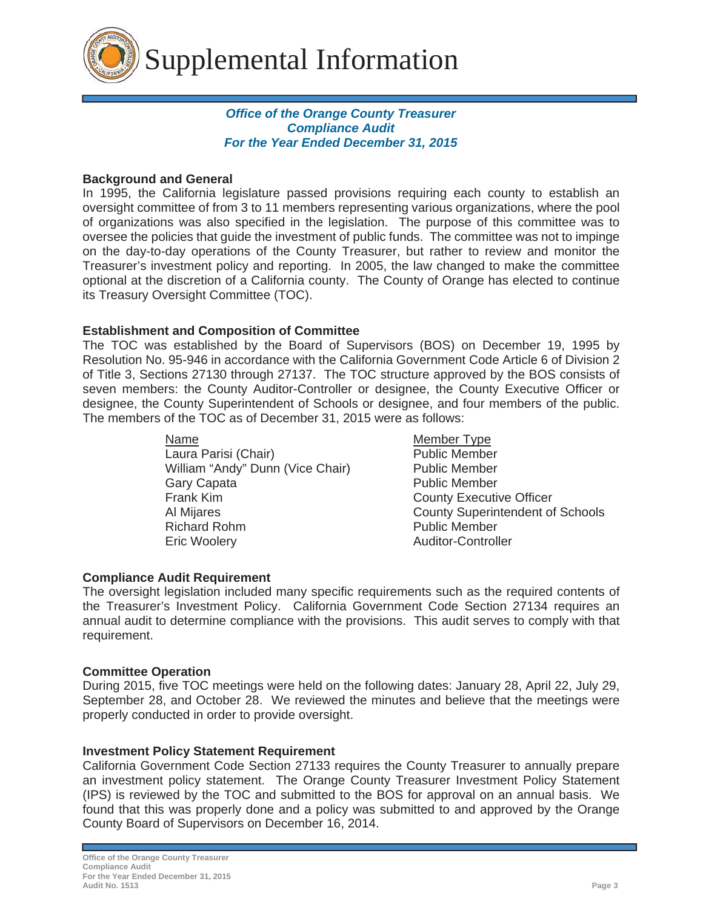# Supplemental Information

***Office of the Orange County Treasurer***
***Compliance Audit***
***For the Year Ended December 31, 2015***

**Background and General**

In 1995, the California legislature passed provisions requiring each county to establish an oversight committee of from 3 to 11 members representing various organizations, where the pool of organizations was also specified in the legislation. The purpose of this committee was to oversee the policies that guide the investment of public funds. The committee was not to impinge on the day-to-day operations of the County Treasurer, but rather to review and monitor the Treasurer's investment policy and reporting. In 2005, the law changed to make the committee optional at the discretion of a California county. The County of Orange has elected to continue its Treasury Oversight Committee (TOC).

**Establishment and Composition of Committee**

The TOC was established by the Board of Supervisors (BOS) on December 19, 1995 by Resolution No. 95-946 in accordance with the California Government Code Article 6 of Division 2 of Title 3, Sections 27130 through 27137. The TOC structure approved by the BOS consists of seven members: the County Auditor-Controller or designee, the County Executive Officer or designee, the County Superintendent of Schools or designee, and four members of the public. The members of the TOC as of December 31, 2015 were as follows:

| Name | Member Type |
|---|---|
| Laura Parisi (Chair) | Public Member |
| William "Andy" Dunn (Vice Chair) | Public Member |
| Gary Capata | Public Member |
| Frank Kim | County Executive Officer |
| Al Mijares | County Superintendent of Schools |
| Richard Rohm | Public Member |
| Eric Woolery | Auditor-Controller |

**Compliance Audit Requirement**

The oversight legislation included many specific requirements such as the required contents of the Treasurer's Investment Policy. California Government Code Section 27134 requires an annual audit to determine compliance with the provisions. This audit serves to comply with that requirement.

**Committee Operation**

During 2015, five TOC meetings were held on the following dates: January 28, April 22, July 29, September 28, and October 28. We reviewed the minutes and believe that the meetings were properly conducted in order to provide oversight.

**Investment Policy Statement Requirement**

California Government Code Section 27133 requires the County Treasurer to annually prepare an investment policy statement. The Orange County Treasurer Investment Policy Statement (IPS) is reviewed by the TOC and submitted to the BOS for approval on an annual basis. We found that this was properly done and a policy was submitted to and approved by the Orange County Board of Supervisors on December 16, 2014.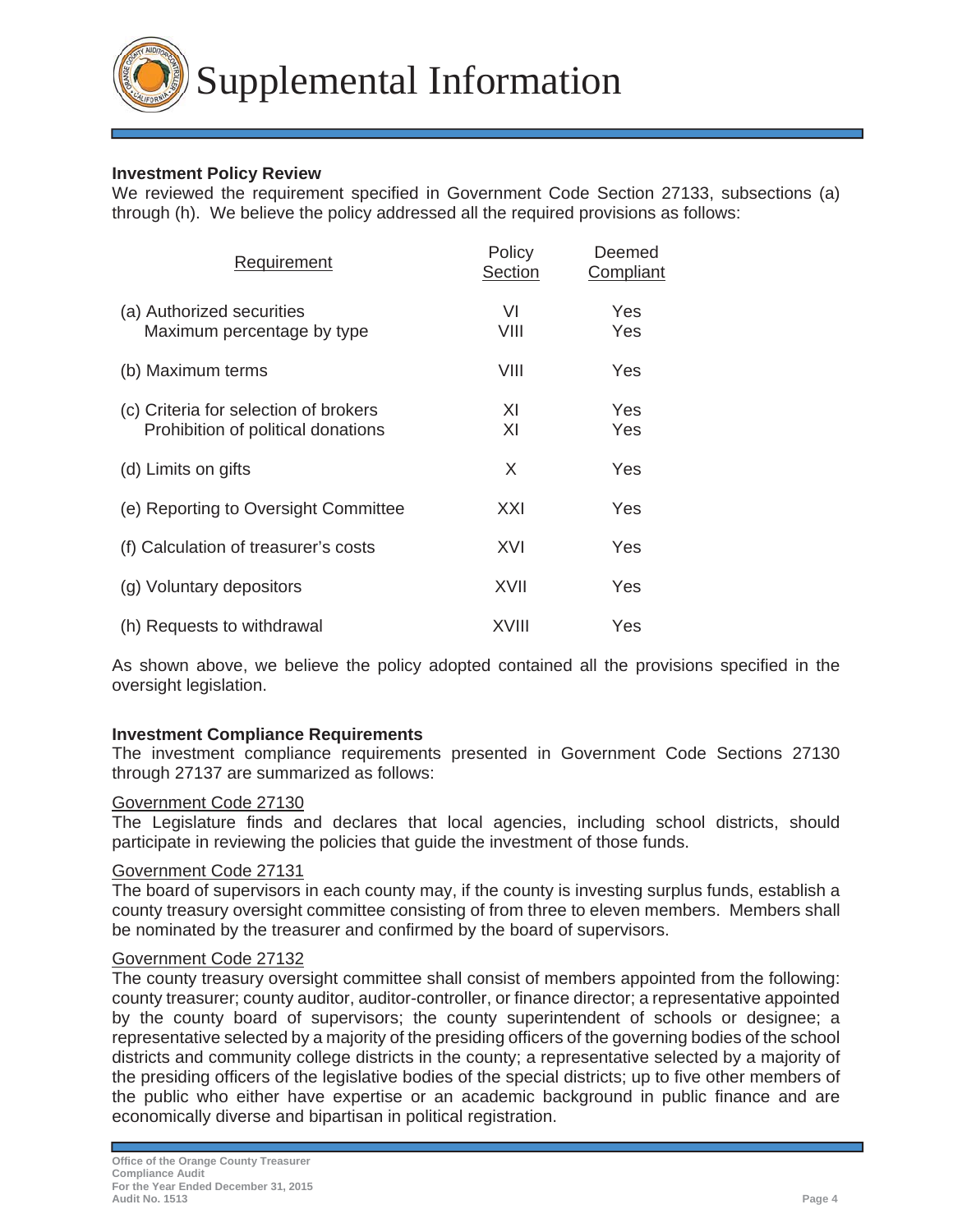# Supplemental Information

**Investment Policy Review**

We reviewed the requirement specified in Government Code Section 27133, subsections (a) through (h). We believe the policy addressed all the required provisions as follows:

| Requirement | Policy Section | Deemed Compliant |
|---|---|---|
| (a) Authorized securities | VI | Yes |
| Maximum percentage by type | VIII | Yes |
| (b) Maximum terms | VIII | Yes |
| (c) Criteria for selection of brokers | XI | Yes |
| Prohibition of political donations | XI | Yes |
| (d) Limits on gifts | X | Yes |
| (e) Reporting to Oversight Committee | XXI | Yes |
| (f) Calculation of treasurer's costs | XVI | Yes |
| (g) Voluntary depositors | XVII | Yes |
| (h) Requests to withdrawal | XVIII | Yes |

As shown above, we believe the policy adopted contained all the provisions specified in the oversight legislation.

**Investment Compliance Requirements**

The investment compliance requirements presented in Government Code Sections 27130 through 27137 are summarized as follows:

Government Code 27130

The Legislature finds and declares that local agencies, including school districts, should participate in reviewing the policies that guide the investment of those funds.

Government Code 27131

The board of supervisors in each county may, if the county is investing surplus funds, establish a county treasury oversight committee consisting of from three to eleven members. Members shall be nominated by the treasurer and confirmed by the board of supervisors.

Government Code 27132

The county treasury oversight committee shall consist of members appointed from the following: county treasurer; county auditor, auditor-controller, or finance director; a representative appointed by the county board of supervisors; the county superintendent of schools or designee; a representative selected by a majority of the presiding officers of the governing bodies of the school districts and community college districts in the county; a representative selected by a majority of the presiding officers of the legislative bodies of the special districts; up to five other members of the public who either have expertise or an academic background in public finance and are economically diverse and bipartisan in political registration.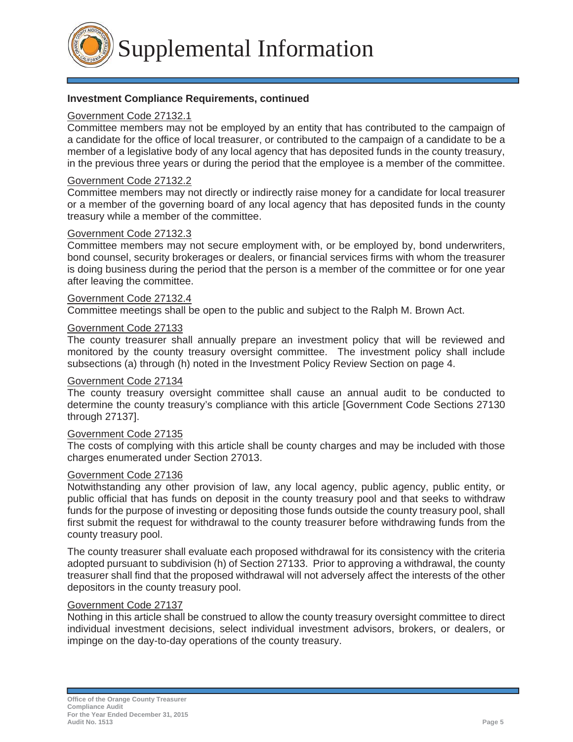# Supplemental Information

**Investment Compliance Requirements, continued**

Government Code 27132.1

Committee members may not be employed by an entity that has contributed to the campaign of a candidate for the office of local treasurer, or contributed to the campaign of a candidate to be a member of a legislative body of any local agency that has deposited funds in the county treasury, in the previous three years or during the period that the employee is a member of the committee.

Government Code 27132.2

Committee members may not directly or indirectly raise money for a candidate for local treasurer or a member of the governing board of any local agency that has deposited funds in the county treasury while a member of the committee.

Government Code 27132.3

Committee members may not secure employment with, or be employed by, bond underwriters, bond counsel, security brokerages or dealers, or financial services firms with whom the treasurer is doing business during the period that the person is a member of the committee or for one year after leaving the committee.

Government Code 27132.4

Committee meetings shall be open to the public and subject to the Ralph M. Brown Act.

Government Code 27133

The county treasurer shall annually prepare an investment policy that will be reviewed and monitored by the county treasury oversight committee. The investment policy shall include subsections (a) through (h) noted in the Investment Policy Review Section on page 4.

Government Code 27134

The county treasury oversight committee shall cause an annual audit to be conducted to determine the county treasury's compliance with this article [Government Code Sections 27130 through 27137].

Government Code 27135

The costs of complying with this article shall be county charges and may be included with those charges enumerated under Section 27013.

Government Code 27136

Notwithstanding any other provision of law, any local agency, public agency, public entity, or public official that has funds on deposit in the county treasury pool and that seeks to withdraw funds for the purpose of investing or depositing those funds outside the county treasury pool, shall first submit the request for withdrawal to the county treasurer before withdrawing funds from the county treasury pool.

The county treasurer shall evaluate each proposed withdrawal for its consistency with the criteria adopted pursuant to subdivision (h) of Section 27133. Prior to approving a withdrawal, the county treasurer shall find that the proposed withdrawal will not adversely affect the interests of the other depositors in the county treasury pool.

Government Code 27137

Nothing in this article shall be construed to allow the county treasury oversight committee to direct individual investment decisions, select individual investment advisors, brokers, or dealers, or impinge on the day-to-day operations of the county treasury.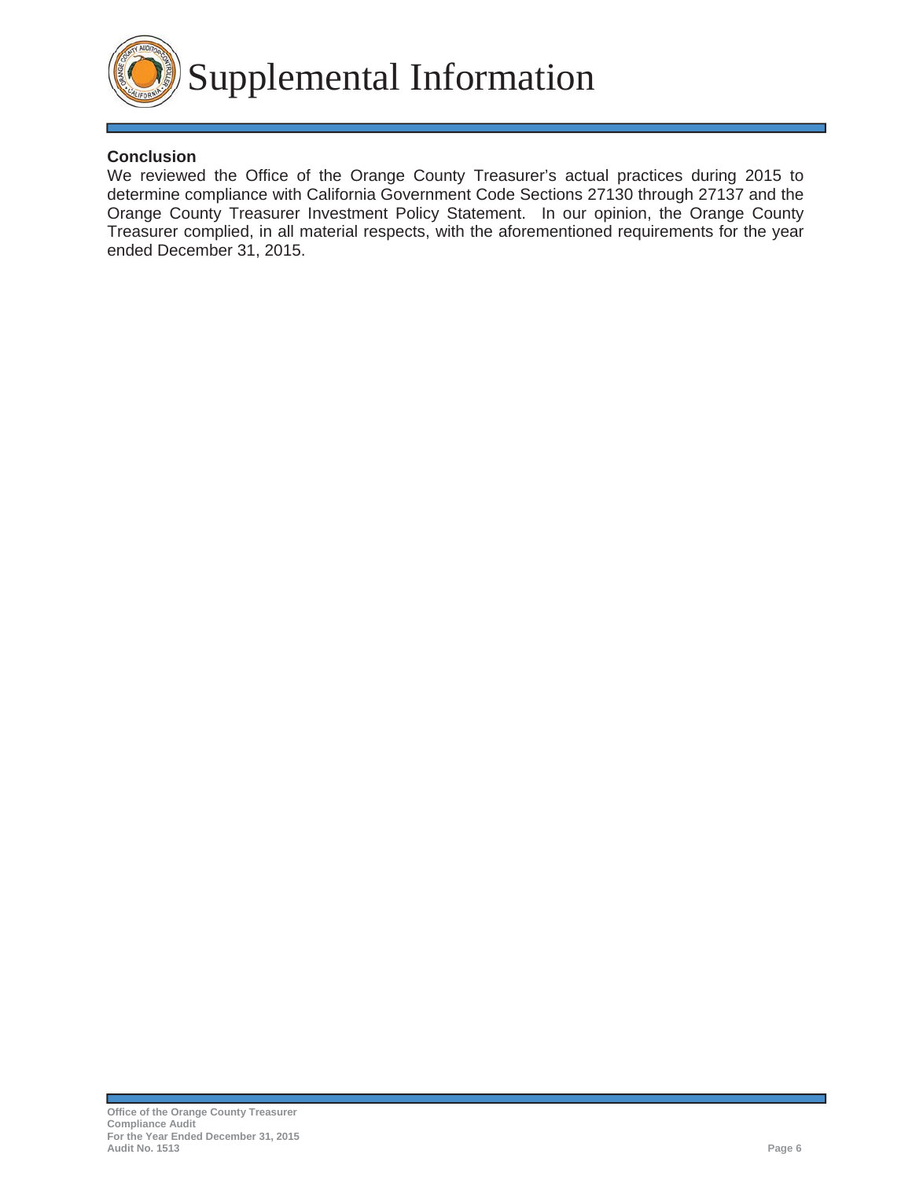# Supplemental Information

**Conclusion**

We reviewed the Office of the Orange County Treasurer's actual practices during 2015 to determine compliance with California Government Code Sections 27130 through 27137 and the Orange County Treasurer Investment Policy Statement. In our opinion, the Orange County Treasurer complied, in all material respects, with the aforementioned requirements for the year ended December 31, 2015.